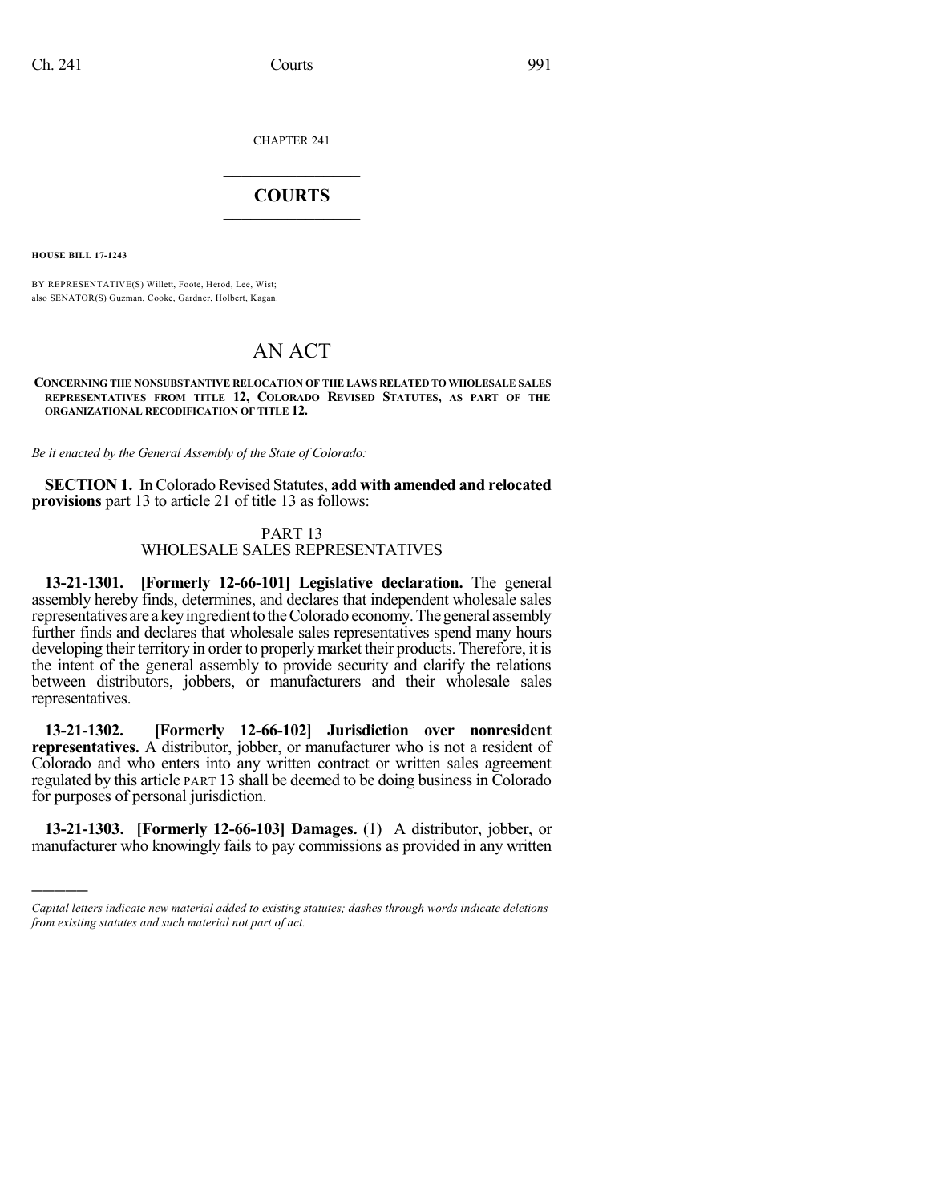CHAPTER 241

# COURTS

**HOUSE BILL 17-1243**

BY REPRESENTATIVE(S) Willett, Foote, Herod, Lee, Wist;
also SENATOR(S) Guzman, Cooke, Gardner, Holbert, Kagan.

# AN ACT

**CONCERNING THE NONSUBSTANTIVE RELOCATION OF THE LAWS RELATED TO WHOLESALE SALES REPRESENTATIVES FROM TITLE 12, COLORADO REVISED STATUTES, AS PART OF THE ORGANIZATIONAL RECODIFICATION OF TITLE 12.**

*Be it enacted by the General Assembly of the State of Colorado:*

**SECTION 1.** In Colorado Revised Statutes, **add with amended and relocated provisions** part 13 to article 21 of title 13 as follows:

## PART 13
## WHOLESALE SALES REPRESENTATIVES

**13-21-1301. [Formerly 12-66-101] Legislative declaration.** The general assembly hereby finds, determines, and declares that independent wholesale sales representatives are a key ingredient to the Colorado economy. The general assembly further finds and declares that wholesale sales representatives spend many hours developing their territory in order to properly market their products. Therefore, it is the intent of the general assembly to provide security and clarify the relations between distributors, jobbers, or manufacturers and their wholesale sales representatives.

**13-21-1302. [Formerly 12-66-102] Jurisdiction over nonresident representatives.** A distributor, jobber, or manufacturer who is not a resident of Colorado and who enters into any written contract or written sales agreement regulated by this ~~article~~ PART 13 shall be deemed to be doing business in Colorado for purposes of personal jurisdiction.

**13-21-1303. [Formerly 12-66-103] Damages.** (1) A distributor, jobber, or manufacturer who knowingly fails to pay commissions as provided in any written

---

*Capital letters indicate new material added to existing statutes; dashes through words indicate deletions from existing statutes and such material not part of act.*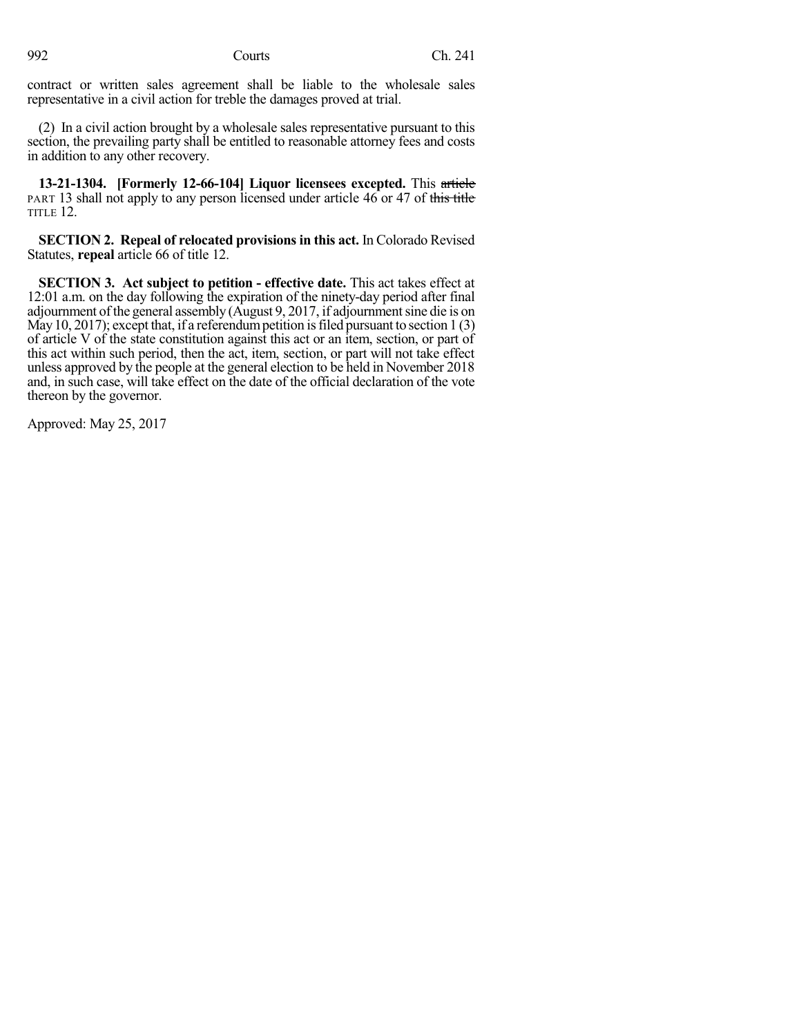contract or written sales agreement shall be liable to the wholesale sales representative in a civil action for treble the damages proved at trial.

(2) In a civil action brought by a wholesale sales representative pursuant to this section, the prevailing party shall be entitled to reasonable attorney fees and costs in addition to any other recovery.

**13-21-1304. [Formerly 12-66-104] Liquor licensees excepted.** This ~~article~~ PART 13 shall not apply to any person licensed under article 46 or 47 of ~~this title~~ TITLE 12.

**SECTION 2. Repeal of relocated provisions in this act.** In Colorado Revised Statutes, **repeal** article 66 of title 12.

**SECTION 3. Act subject to petition - effective date.** This act takes effect at 12:01 a.m. on the day following the expiration of the ninety-day period after final adjournment of the general assembly (August 9, 2017, if adjournment sine die is on May 10, 2017); except that, if a referendum petition is filed pursuant to section 1 (3) of article V of the state constitution against this act or an item, section, or part of this act within such period, then the act, item, section, or part will not take effect unless approved by the people at the general election to be held in November 2018 and, in such case, will take effect on the date of the official declaration of the vote thereon by the governor.

Approved: May 25, 2017